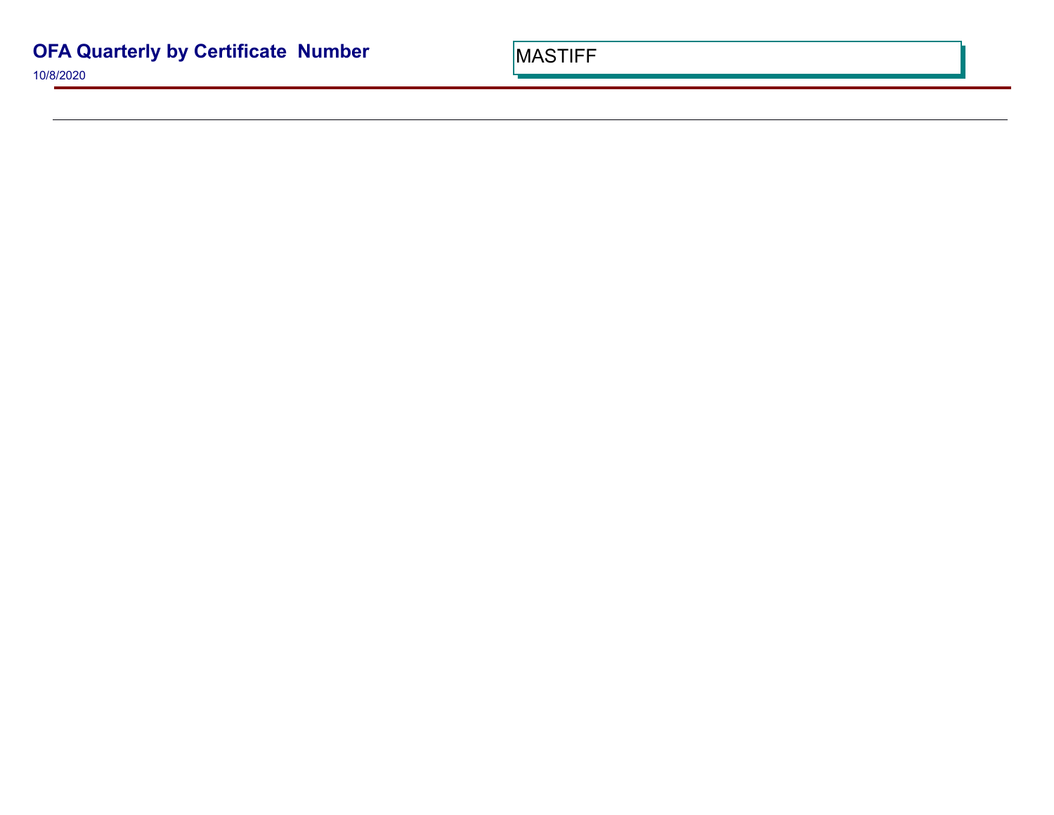# OFA Quarterly by Certificate Number

10/8/2020

MASTIFF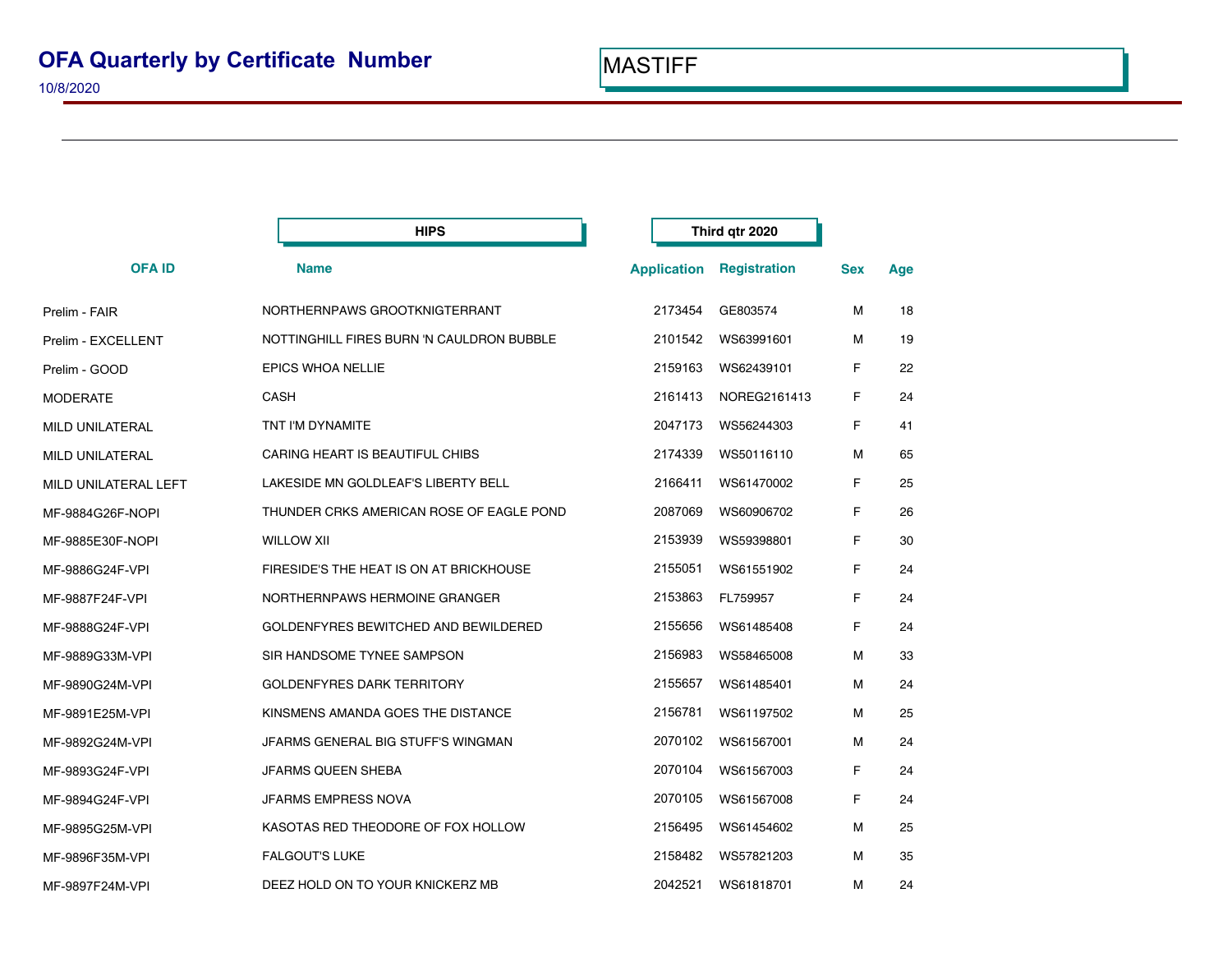# OFA Quarterly by Certificate Number

10/8/2020

MASTIFF

**HIPS** — **Third qtr 2020**

| OFA ID | Name | Application | Registration | Sex | Age |
|---|---|---|---|---|---|
| Prelim - FAIR | NORTHERNPAWS GROOTKNIGTERRANT | 2173454 | GE803574 | M | 18 |
| Prelim - EXCELLENT | NOTTINGHILL FIRES BURN 'N CAULDRON BUBBLE | 2101542 | WS63991601 | M | 19 |
| Prelim - GOOD | EPICS WHOA NELLIE | 2159163 | WS62439101 | F | 22 |
| MODERATE | CASH | 2161413 | NOREG2161413 | F | 24 |
| MILD UNILATERAL | TNT I'M DYNAMITE | 2047173 | WS56244303 | F | 41 |
| MILD UNILATERAL | CARING HEART IS BEAUTIFUL CHIBS | 2174339 | WS50116110 | M | 65 |
| MILD UNILATERAL LEFT | LAKESIDE MN GOLDLEAF'S LIBERTY BELL | 2166411 | WS61470002 | F | 25 |
| MF-9884G26F-NOPI | THUNDER CRKS AMERICAN ROSE OF EAGLE POND | 2087069 | WS60906702 | F | 26 |
| MF-9885E30F-NOPI | WILLOW XII | 2153939 | WS59398801 | F | 30 |
| MF-9886G24F-VPI | FIRESIDE'S THE HEAT IS ON AT BRICKHOUSE | 2155051 | WS61551902 | F | 24 |
| MF-9887F24F-VPI | NORTHERNPAWS HERMOINE GRANGER | 2153863 | FL759957 | F | 24 |
| MF-9888G24F-VPI | GOLDENFYRES BEWITCHED AND BEWILDERED | 2155656 | WS61485408 | F | 24 |
| MF-9889G33M-VPI | SIR HANDSOME TYNEE SAMPSON | 2156983 | WS58465008 | M | 33 |
| MF-9890G24M-VPI | GOLDENFYRES DARK TERRITORY | 2155657 | WS61485401 | M | 24 |
| MF-9891E25M-VPI | KINSMENS AMANDA GOES THE DISTANCE | 2156781 | WS61197502 | M | 25 |
| MF-9892G24M-VPI | JFARMS GENERAL BIG STUFF'S WINGMAN | 2070102 | WS61567001 | M | 24 |
| MF-9893G24F-VPI | JFARMS QUEEN SHEBA | 2070104 | WS61567003 | F | 24 |
| MF-9894G24F-VPI | JFARMS EMPRESS NOVA | 2070105 | WS61567008 | F | 24 |
| MF-9895G25M-VPI | KASOTAS RED THEODORE OF FOX HOLLOW | 2156495 | WS61454602 | M | 25 |
| MF-9896F35M-VPI | FALGOUT'S LUKE | 2158482 | WS57821203 | M | 35 |
| MF-9897F24M-VPI | DEEZ HOLD ON TO YOUR KNICKERZ MB | 2042521 | WS61818701 | M | 24 |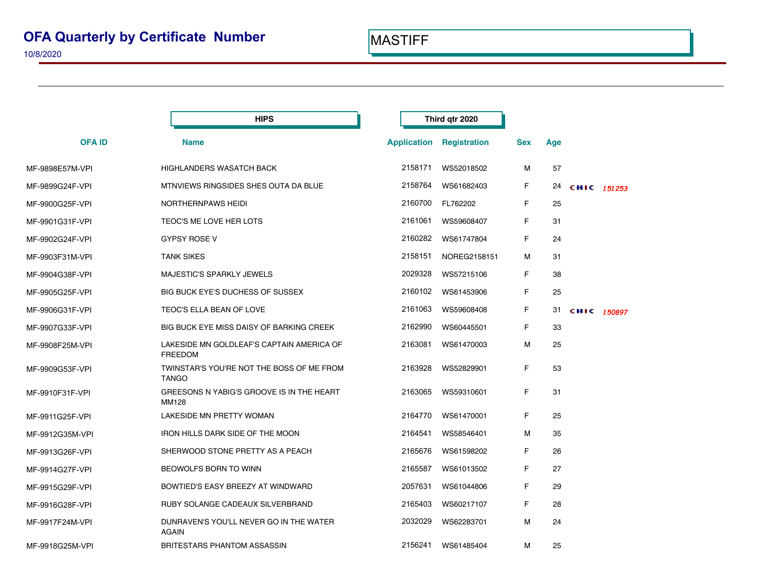# OFA Quarterly by Certificate Number

10/8/2020

MASTIFF

| OFA ID | Name | Application | Registration | Sex | Age | |
|---|---|---|---|---|---|---|
| | **HIPS** | **Third qtr 2020** | | | | |
| MF-9898E57M-VPI | HIGHLANDERS WASATCH BACK | 2158171 | WS52018502 | M | 57 | |
| MF-9899G24F-VPI | MTNVIEWS RINGSIDES SHES OUTA DA BLUE | 2158764 | WS61682403 | F | 24 | CHIC 151253 |
| MF-9900G25F-VPI | NORTHERNPAWS HEIDI | 2160700 | FL762202 | F | 25 | |
| MF-9901G31F-VPI | TEOC'S ME LOVE HER LOTS | 2161061 | WS59608407 | F | 31 | |
| MF-9902G24F-VPI | GYPSY ROSE V | 2160282 | WS61747804 | F | 24 | |
| MF-9903F31M-VPI | TANK SIKES | 2158151 | NOREG2158151 | M | 31 | |
| MF-9904G38F-VPI | MAJESTIC'S SPARKLY JEWELS | 2029328 | WS57215106 | F | 38 | |
| MF-9905G25F-VPI | BIG BUCK EYE'S DUCHESS OF SUSSEX | 2160102 | WS61453906 | F | 25 | |
| MF-9906G31F-VPI | TEOC'S ELLA BEAN OF LOVE | 2161063 | WS59608408 | F | 31 | CHIC 150897 |
| MF-9907G33F-VPI | BIG BUCK EYE MISS DAISY OF BARKING CREEK | 2162990 | WS60445501 | F | 33 | |
| MF-9908F25M-VPI | LAKESIDE MN GOLDLEAF'S CAPTAIN AMERICA OF FREEDOM | 2163081 | WS61470003 | M | 25 | |
| MF-9909G53F-VPI | TWINSTAR'S YOU'RE NOT THE BOSS OF ME FROM TANGO | 2163928 | WS52829901 | F | 53 | |
| MF-9910F31F-VPI | GREESONS N YABIG'S GROOVE IS IN THE HEART MM128 | 2163065 | WS59310601 | F | 31 | |
| MF-9911G25F-VPI | LAKESIDE MN PRETTY WOMAN | 2164770 | WS61470001 | F | 25 | |
| MF-9912G35M-VPI | IRON HILLS DARK SIDE OF THE MOON | 2164541 | WS58546401 | M | 35 | |
| MF-9913G26F-VPI | SHERWOOD STONE PRETTY AS A PEACH | 2165676 | WS61598202 | F | 26 | |
| MF-9914G27F-VPI | BEOWOLFS BORN TO WINN | 2165587 | WS61013502 | F | 27 | |
| MF-9915G29F-VPI | BOWTIED'S EASY BREEZY AT WINDWARD | 2057631 | WS61044806 | F | 29 | |
| MF-9916G28F-VPI | RUBY SOLANGE CADEAUX SILVERBRAND | 2165403 | WS60217107 | F | 28 | |
| MF-9917F24M-VPI | DUNRAVEN'S YOU'LL NEVER GO IN THE WATER AGAIN | 2032029 | WS62283701 | M | 24 | |
| MF-9918G25M-VPI | BRITESTARS PHANTOM ASSASSIN | 2156241 | WS61485404 | M | 25 | |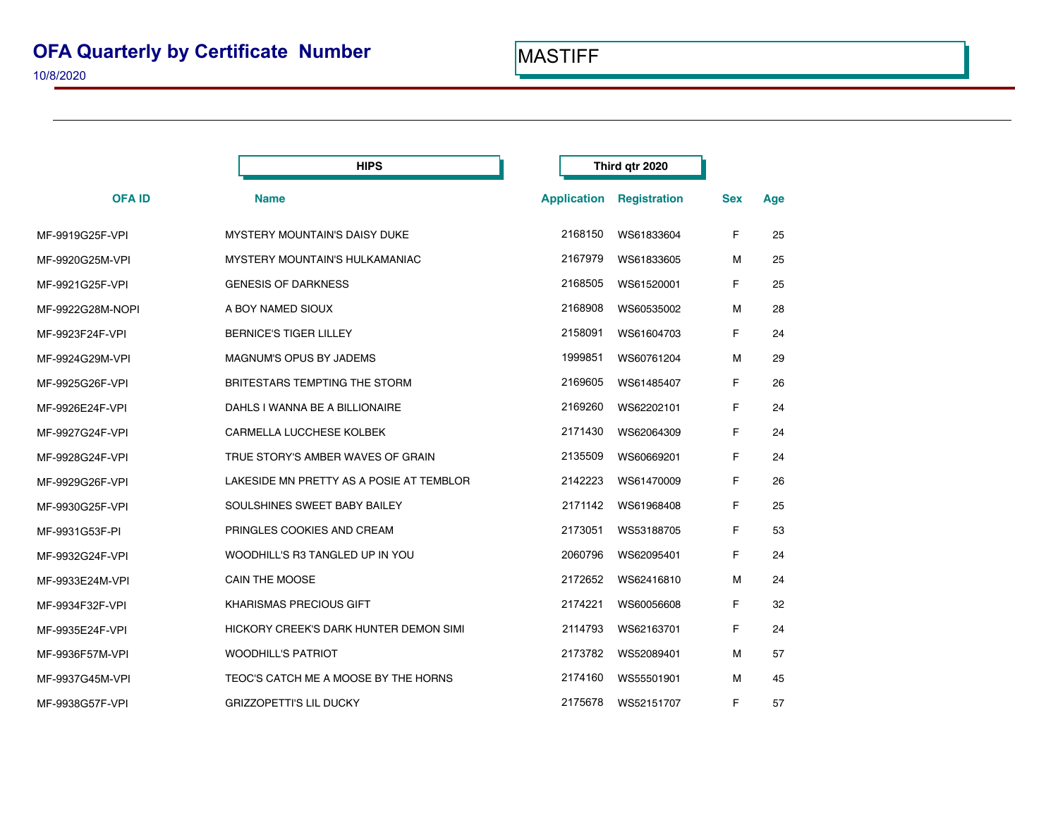# OFA Quarterly by Certificate Number

10/8/2020

MASTIFF

**HIPS** — **Third qtr 2020**

| OFA ID | Name | Application | Registration | Sex | Age |
|---|---|---|---|---|---|
| MF-9919G25F-VPI | MYSTERY MOUNTAIN'S DAISY DUKE | 2168150 | WS61833604 | F | 25 |
| MF-9920G25M-VPI | MYSTERY MOUNTAIN'S HULKAMANIAC | 2167979 | WS61833605 | M | 25 |
| MF-9921G25F-VPI | GENESIS OF DARKNESS | 2168505 | WS61520001 | F | 25 |
| MF-9922G28M-NOPI | A BOY NAMED SIOUX | 2168908 | WS60535002 | M | 28 |
| MF-9923F24F-VPI | BERNICE'S TIGER LILLEY | 2158091 | WS61604703 | F | 24 |
| MF-9924G29M-VPI | MAGNUM'S OPUS BY JADEMS | 1999851 | WS60761204 | M | 29 |
| MF-9925G26F-VPI | BRITESTARS TEMPTING THE STORM | 2169605 | WS61485407 | F | 26 |
| MF-9926E24F-VPI | DAHLS I WANNA BE A BILLIONAIRE | 2169260 | WS62202101 | F | 24 |
| MF-9927G24F-VPI | CARMELLA LUCCHESE KOLBEK | 2171430 | WS62064309 | F | 24 |
| MF-9928G24F-VPI | TRUE STORY'S AMBER WAVES OF GRAIN | 2135509 | WS60669201 | F | 24 |
| MF-9929G26F-VPI | LAKESIDE MN PRETTY AS A POSIE AT TEMBLOR | 2142223 | WS61470009 | F | 26 |
| MF-9930G25F-VPI | SOULSHINES SWEET BABY BAILEY | 2171142 | WS61968408 | F | 25 |
| MF-9931G53F-PI | PRINGLES COOKIES AND CREAM | 2173051 | WS53188705 | F | 53 |
| MF-9932G24F-VPI | WOODHILL'S R3 TANGLED UP IN YOU | 2060796 | WS62095401 | F | 24 |
| MF-9933E24M-VPI | CAIN THE MOOSE | 2172652 | WS62416810 | M | 24 |
| MF-9934F32F-VPI | KHARISMAS PRECIOUS GIFT | 2174221 | WS60056608 | F | 32 |
| MF-9935E24F-VPI | HICKORY CREEK'S DARK HUNTER DEMON SIMI | 2114793 | WS62163701 | F | 24 |
| MF-9936F57M-VPI | WOODHILL'S PATRIOT | 2173782 | WS52089401 | M | 57 |
| MF-9937G45M-VPI | TEOC'S CATCH ME A MOOSE BY THE HORNS | 2174160 | WS55501901 | M | 45 |
| MF-9938G57F-VPI | GRIZZOPETTI'S LIL DUCKY | 2175678 | WS52151707 | F | 57 |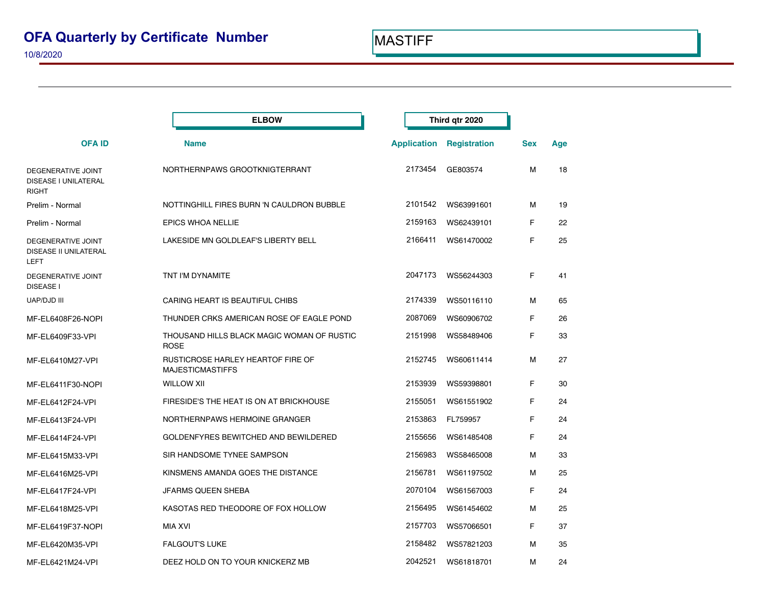# OFA Quarterly by Certificate Number

10/8/2020

MASTIFF

**ELBOW** — **Third qtr 2020**

| OFA ID | Name | Application | Registration | Sex | Age |
|---|---|---|---|---|---|
| DEGENERATIVE JOINT DISEASE I UNILATERAL RIGHT | NORTHERNPAWS GROOTKNIGTERRANT | 2173454 | GE803574 | M | 18 |
| Prelim - Normal | NOTTINGHILL FIRES BURN 'N CAULDRON BUBBLE | 2101542 | WS63991601 | M | 19 |
| Prelim - Normal | EPICS WHOA NELLIE | 2159163 | WS62439101 | F | 22 |
| DEGENERATIVE JOINT DISEASE II UNILATERAL LEFT | LAKESIDE MN GOLDLEAF'S LIBERTY BELL | 2166411 | WS61470002 | F | 25 |
| DEGENERATIVE JOINT DISEASE I | TNT I'M DYNAMITE | 2047173 | WS56244303 | F | 41 |
| UAP/DJD III | CARING HEART IS BEAUTIFUL CHIBS | 2174339 | WS50116110 | M | 65 |
| MF-EL6408F26-NOPI | THUNDER CRKS AMERICAN ROSE OF EAGLE POND | 2087069 | WS60906702 | F | 26 |
| MF-EL6409F33-VPI | THOUSAND HILLS BLACK MAGIC WOMAN OF RUSTIC ROSE | 2151998 | WS58489406 | F | 33 |
| MF-EL6410M27-VPI | RUSTICROSE HARLEY HEARTOF FIRE OF MAJESTICMASTIFFS | 2152745 | WS60611414 | M | 27 |
| MF-EL6411F30-NOPI | WILLOW XII | 2153939 | WS59398801 | F | 30 |
| MF-EL6412F24-VPI | FIRESIDE'S THE HEAT IS ON AT BRICKHOUSE | 2155051 | WS61551902 | F | 24 |
| MF-EL6413F24-VPI | NORTHERNPAWS HERMOINE GRANGER | 2153863 | FL759957 | F | 24 |
| MF-EL6414F24-VPI | GOLDENFYRES BEWITCHED AND BEWILDERED | 2155656 | WS61485408 | F | 24 |
| MF-EL6415M33-VPI | SIR HANDSOME TYNEE SAMPSON | 2156983 | WS58465008 | M | 33 |
| MF-EL6416M25-VPI | KINSMENS AMANDA GOES THE DISTANCE | 2156781 | WS61197502 | M | 25 |
| MF-EL6417F24-VPI | JFARMS QUEEN SHEBA | 2070104 | WS61567003 | F | 24 |
| MF-EL6418M25-VPI | KASOTAS RED THEODORE OF FOX HOLLOW | 2156495 | WS61454602 | M | 25 |
| MF-EL6419F37-NOPI | MIA XVI | 2157703 | WS57066501 | F | 37 |
| MF-EL6420M35-VPI | FALGOUT'S LUKE | 2158482 | WS57821203 | M | 35 |
| MF-EL6421M24-VPI | DEEZ HOLD ON TO YOUR KNICKERZ MB | 2042521 | WS61818701 | M | 24 |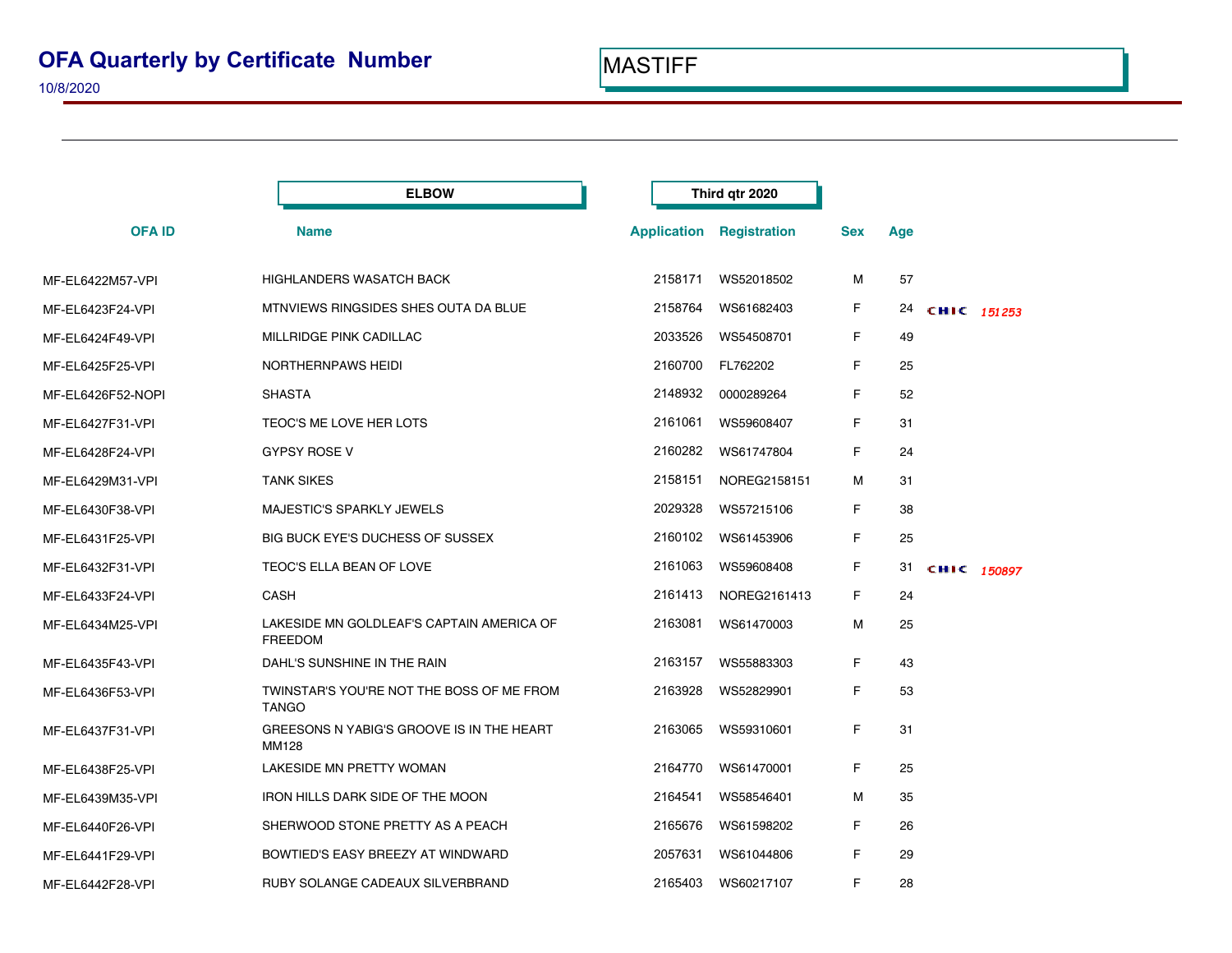# OFA Quarterly by Certificate Number

10/8/2020

MASTIFF

**ELBOW** — **Third qtr 2020**

| OFA ID | Name | Application | Registration | Sex | Age | |
|---|---|---|---|---|---|---|
| MF-EL6422M57-VPI | HIGHLANDERS WASATCH BACK | 2158171 | WS52018502 | M | 57 | |
| MF-EL6423F24-VPI | MTNVIEWS RINGSIDES SHES OUTA DA BLUE | 2158764 | WS61682403 | F | 24 | CHIC *151253* |
| MF-EL6424F49-VPI | MILLRIDGE PINK CADILLAC | 2033526 | WS54508701 | F | 49 | |
| MF-EL6425F25-VPI | NORTHERNPAWS HEIDI | 2160700 | FL762202 | F | 25 | |
| MF-EL6426F52-NOPI | SHASTA | 2148932 | 0000289264 | F | 52 | |
| MF-EL6427F31-VPI | TEOC'S ME LOVE HER LOTS | 2161061 | WS59608407 | F | 31 | |
| MF-EL6428F24-VPI | GYPSY ROSE V | 2160282 | WS61747804 | F | 24 | |
| MF-EL6429M31-VPI | TANK SIKES | 2158151 | NOREG2158151 | M | 31 | |
| MF-EL6430F38-VPI | MAJESTIC'S SPARKLY JEWELS | 2029328 | WS57215106 | F | 38 | |
| MF-EL6431F25-VPI | BIG BUCK EYE'S DUCHESS OF SUSSEX | 2160102 | WS61453906 | F | 25 | |
| MF-EL6432F31-VPI | TEOC'S ELLA BEAN OF LOVE | 2161063 | WS59608408 | F | 31 | CHIC *150897* |
| MF-EL6433F24-VPI | CASH | 2161413 | NOREG2161413 | F | 24 | |
| MF-EL6434M25-VPI | LAKESIDE MN GOLDLEAF'S CAPTAIN AMERICA OF FREEDOM | 2163081 | WS61470003 | M | 25 | |
| MF-EL6435F43-VPI | DAHL'S SUNSHINE IN THE RAIN | 2163157 | WS55883303 | F | 43 | |
| MF-EL6436F53-VPI | TWINSTAR'S YOU'RE NOT THE BOSS OF ME FROM TANGO | 2163928 | WS52829901 | F | 53 | |
| MF-EL6437F31-VPI | GREESONS N YABIG'S GROOVE IS IN THE HEART MM128 | 2163065 | WS59310601 | F | 31 | |
| MF-EL6438F25-VPI | LAKESIDE MN PRETTY WOMAN | 2164770 | WS61470001 | F | 25 | |
| MF-EL6439M35-VPI | IRON HILLS DARK SIDE OF THE MOON | 2164541 | WS58546401 | M | 35 | |
| MF-EL6440F26-VPI | SHERWOOD STONE PRETTY AS A PEACH | 2165676 | WS61598202 | F | 26 | |
| MF-EL6441F29-VPI | BOWTIED'S EASY BREEZY AT WINDWARD | 2057631 | WS61044806 | F | 29 | |
| MF-EL6442F28-VPI | RUBY SOLANGE CADEAUX SILVERBRAND | 2165403 | WS60217107 | F | 28 | |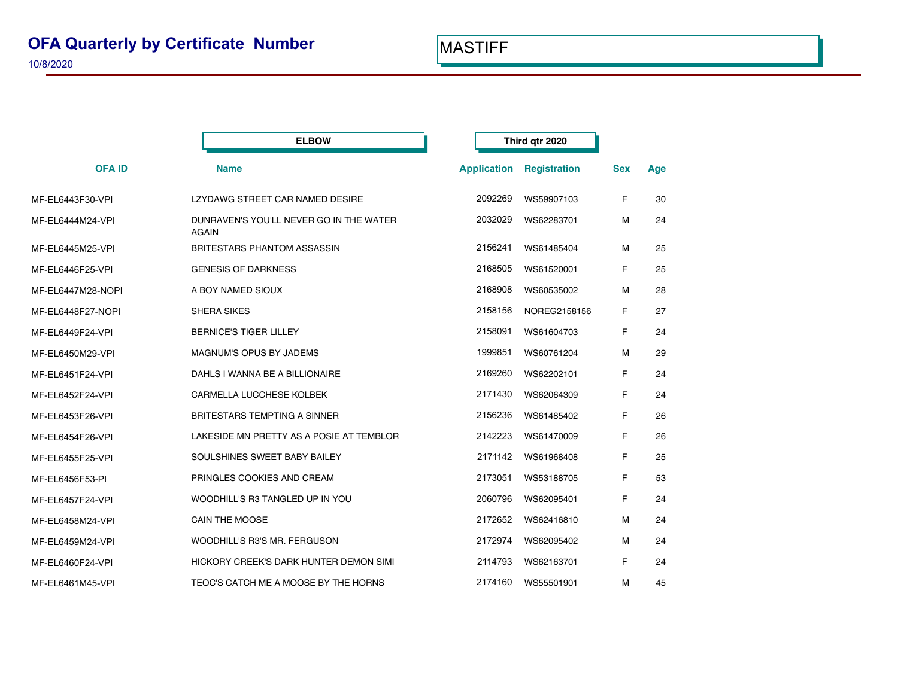# OFA Quarterly by Certificate Number

10/8/2020

MASTIFF

**ELBOW** | **Third qtr 2020**

| OFA ID | Name | Application | Registration | Sex | Age |
|---|---|---|---|---|---|
| MF-EL6443F30-VPI | LZYDAWG STREET CAR NAMED DESIRE | 2092269 | WS59907103 | F | 30 |
| MF-EL6444M24-VPI | DUNRAVEN'S YOU'LL NEVER GO IN THE WATER AGAIN | 2032029 | WS62283701 | M | 24 |
| MF-EL6445M25-VPI | BRITESTARS PHANTOM ASSASSIN | 2156241 | WS61485404 | M | 25 |
| MF-EL6446F25-VPI | GENESIS OF DARKNESS | 2168505 | WS61520001 | F | 25 |
| MF-EL6447M28-NOPI | A BOY NAMED SIOUX | 2168908 | WS60535002 | M | 28 |
| MF-EL6448F27-NOPI | SHERA SIKES | 2158156 | NOREG2158156 | F | 27 |
| MF-EL6449F24-VPI | BERNICE'S TIGER LILLEY | 2158091 | WS61604703 | F | 24 |
| MF-EL6450M29-VPI | MAGNUM'S OPUS BY JADEMS | 1999851 | WS60761204 | M | 29 |
| MF-EL6451F24-VPI | DAHLS I WANNA BE A BILLIONAIRE | 2169260 | WS62202101 | F | 24 |
| MF-EL6452F24-VPI | CARMELLA LUCCHESE KOLBEK | 2171430 | WS62064309 | F | 24 |
| MF-EL6453F26-VPI | BRITESTARS TEMPTING A SINNER | 2156236 | WS61485402 | F | 26 |
| MF-EL6454F26-VPI | LAKESIDE MN PRETTY AS A POSIE AT TEMBLOR | 2142223 | WS61470009 | F | 26 |
| MF-EL6455F25-VPI | SOULSHINES SWEET BABY BAILEY | 2171142 | WS61968408 | F | 25 |
| MF-EL6456F53-PI | PRINGLES COOKIES AND CREAM | 2173051 | WS53188705 | F | 53 |
| MF-EL6457F24-VPI | WOODHILL'S R3 TANGLED UP IN YOU | 2060796 | WS62095401 | F | 24 |
| MF-EL6458M24-VPI | CAIN THE MOOSE | 2172652 | WS62416810 | M | 24 |
| MF-EL6459M24-VPI | WOODHILL'S R3'S MR. FERGUSON | 2172974 | WS62095402 | M | 24 |
| MF-EL6460F24-VPI | HICKORY CREEK'S DARK HUNTER DEMON SIMI | 2114793 | WS62163701 | F | 24 |
| MF-EL6461M45-VPI | TEOC'S CATCH ME A MOOSE BY THE HORNS | 2174160 | WS55501901 | M | 45 |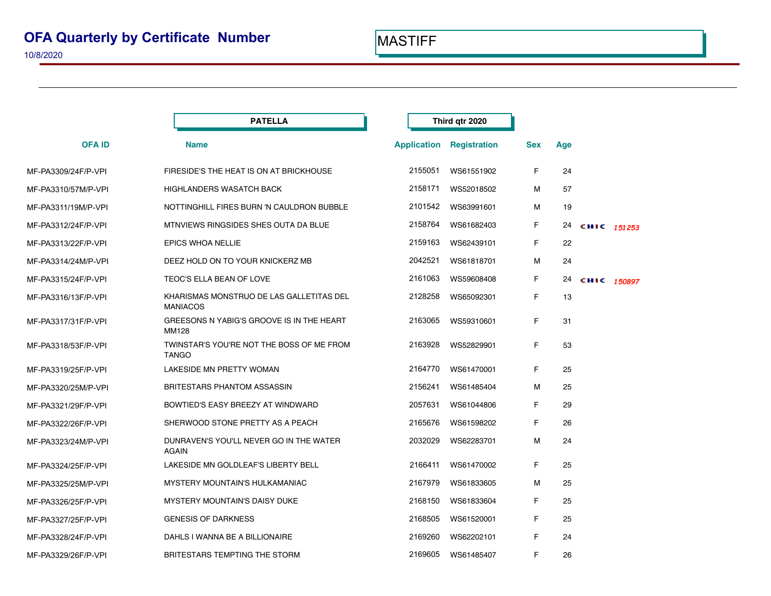# OFA Quarterly by Certificate Number

10/8/2020

MASTIFF

PATELLA — Third qtr 2020

| OFA ID | Name | Application | Registration | Sex | Age | |
|---|---|---|---|---|---|---|
| MF-PA3309/24F/P-VPI | FIRESIDE'S THE HEAT IS ON AT BRICKHOUSE | 2155051 | WS61551902 | F | 24 | |
| MF-PA3310/57M/P-VPI | HIGHLANDERS WASATCH BACK | 2158171 | WS52018502 | M | 57 | |
| MF-PA3311/19M/P-VPI | NOTTINGHILL FIRES BURN 'N CAULDRON BUBBLE | 2101542 | WS63991601 | M | 19 | |
| MF-PA3312/24F/P-VPI | MTNVIEWS RINGSIDES SHES OUTA DA BLUE | 2158764 | WS61682403 | F | 24 | CHIC 151253 |
| MF-PA3313/22F/P-VPI | EPICS WHOA NELLIE | 2159163 | WS62439101 | F | 22 | |
| MF-PA3314/24M/P-VPI | DEEZ HOLD ON TO YOUR KNICKERZ MB | 2042521 | WS61818701 | M | 24 | |
| MF-PA3315/24F/P-VPI | TEOC'S ELLA BEAN OF LOVE | 2161063 | WS59608408 | F | 24 | CHIC 150897 |
| MF-PA3316/13F/P-VPI | KHARISMAS MONSTRUO DE LAS GALLETITAS DEL MANIACOS | 2128258 | WS65092301 | F | 13 | |
| MF-PA3317/31F/P-VPI | GREESONS N YABIG'S GROOVE IS IN THE HEART MM128 | 2163065 | WS59310601 | F | 31 | |
| MF-PA3318/53F/P-VPI | TWINSTAR'S YOU'RE NOT THE BOSS OF ME FROM TANGO | 2163928 | WS52829901 | F | 53 | |
| MF-PA3319/25F/P-VPI | LAKESIDE MN PRETTY WOMAN | 2164770 | WS61470001 | F | 25 | |
| MF-PA3320/25M/P-VPI | BRITESTARS PHANTOM ASSASSIN | 2156241 | WS61485404 | M | 25 | |
| MF-PA3321/29F/P-VPI | BOWTIED'S EASY BREEZY AT WINDWARD | 2057631 | WS61044806 | F | 29 | |
| MF-PA3322/26F/P-VPI | SHERWOOD STONE PRETTY AS A PEACH | 2165676 | WS61598202 | F | 26 | |
| MF-PA3323/24M/P-VPI | DUNRAVEN'S YOU'LL NEVER GO IN THE WATER AGAIN | 2032029 | WS62283701 | M | 24 | |
| MF-PA3324/25F/P-VPI | LAKESIDE MN GOLDLEAF'S LIBERTY BELL | 2166411 | WS61470002 | F | 25 | |
| MF-PA3325/25M/P-VPI | MYSTERY MOUNTAIN'S HULKAMANIAC | 2167979 | WS61833605 | M | 25 | |
| MF-PA3326/25F/P-VPI | MYSTERY MOUNTAIN'S DAISY DUKE | 2168150 | WS61833604 | F | 25 | |
| MF-PA3327/25F/P-VPI | GENESIS OF DARKNESS | 2168505 | WS61520001 | F | 25 | |
| MF-PA3328/24F/P-VPI | DAHLS I WANNA BE A BILLIONAIRE | 2169260 | WS62202101 | F | 24 | |
| MF-PA3329/26F/P-VPI | BRITESTARS TEMPTING THE STORM | 2169605 | WS61485407 | F | 26 | |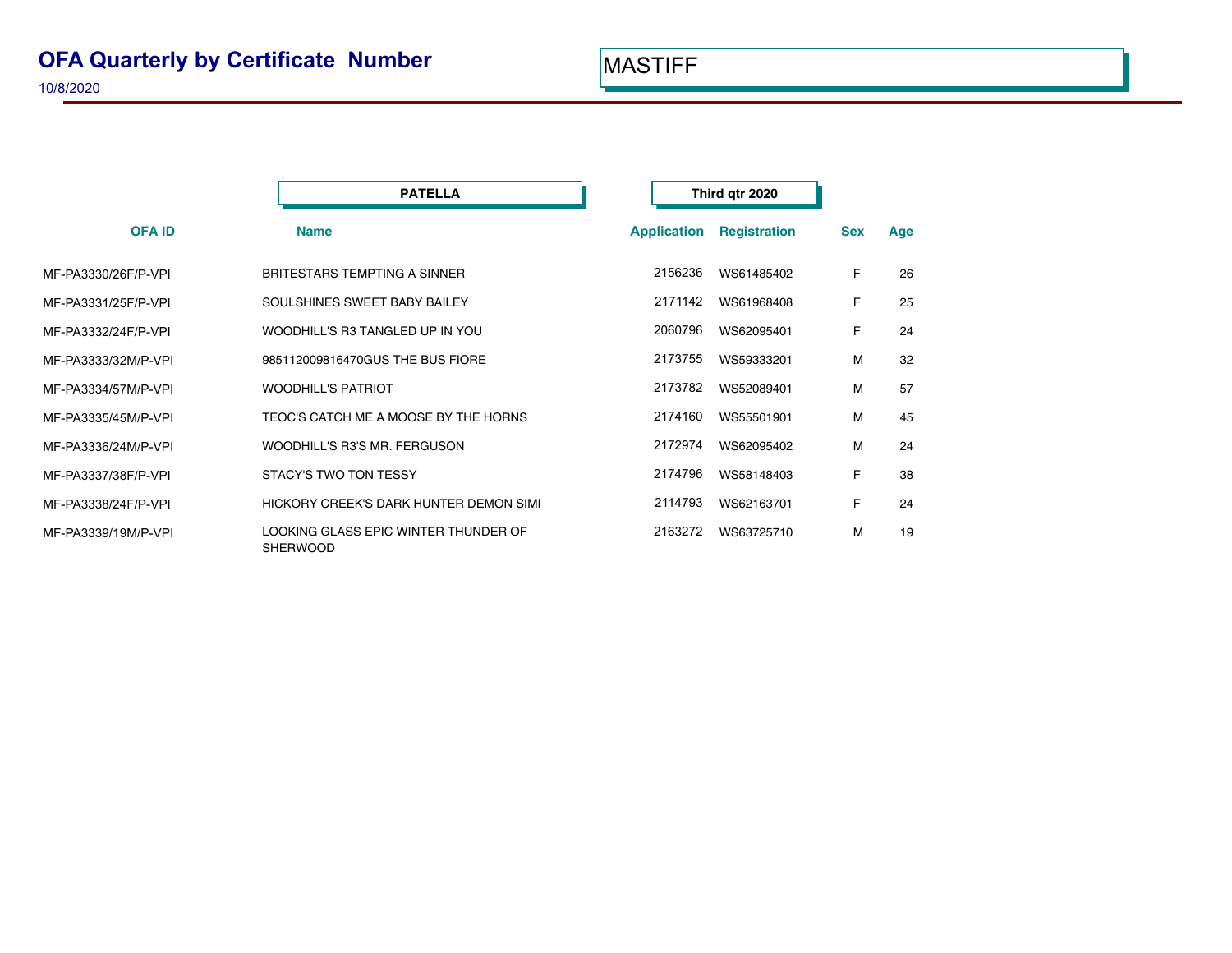# OFA Quarterly by Certificate Number

10/8/2020

MASTIFF

**PATELLA** — **Third qtr 2020**

| OFA ID | Name | Application | Registration | Sex | Age |
|---|---|---|---|---|---|
| MF-PA3330/26F/P-VPI | BRITESTARS TEMPTING A SINNER | 2156236 | WS61485402 | F | 26 |
| MF-PA3331/25F/P-VPI | SOULSHINES SWEET BABY BAILEY | 2171142 | WS61968408 | F | 25 |
| MF-PA3332/24F/P-VPI | WOODHILL'S R3 TANGLED UP IN YOU | 2060796 | WS62095401 | F | 24 |
| MF-PA3333/32M/P-VPI | 985112009816470GUS THE BUS FIORE | 2173755 | WS59333201 | M | 32 |
| MF-PA3334/57M/P-VPI | WOODHILL'S PATRIOT | 2173782 | WS52089401 | M | 57 |
| MF-PA3335/45M/P-VPI | TEOC'S CATCH ME A MOOSE BY THE HORNS | 2174160 | WS55501901 | M | 45 |
| MF-PA3336/24M/P-VPI | WOODHILL'S R3'S MR. FERGUSON | 2172974 | WS62095402 | M | 24 |
| MF-PA3337/38F/P-VPI | STACY'S TWO TON TESSY | 2174796 | WS58148403 | F | 38 |
| MF-PA3338/24F/P-VPI | HICKORY CREEK'S DARK HUNTER DEMON SIMI | 2114793 | WS62163701 | F | 24 |
| MF-PA3339/19M/P-VPI | LOOKING GLASS EPIC WINTER THUNDER OF SHERWOOD | 2163272 | WS63725710 | M | 19 |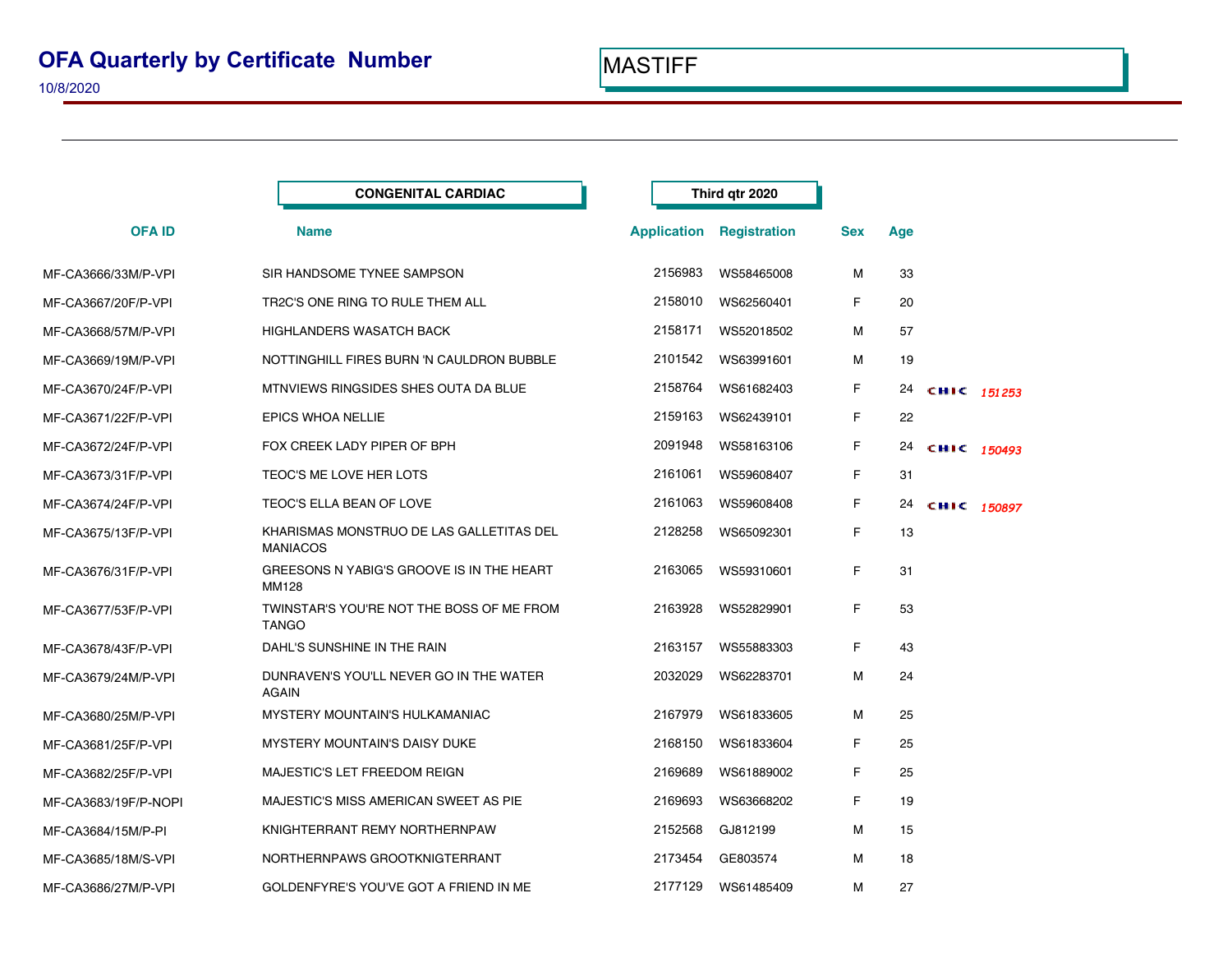# OFA Quarterly by Certificate Number

10/8/2020

MASTIFF

**CONGENITAL CARDIAC** — **Third qtr 2020**

| OFA ID | Name | Application | Registration | Sex | Age | |
|---|---|---|---|---|---|---|
| MF-CA3666/33M/P-VPI | SIR HANDSOME TYNEE SAMPSON | 2156983 | WS58465008 | M | 33 | |
| MF-CA3667/20F/P-VPI | TR2C'S ONE RING TO RULE THEM ALL | 2158010 | WS62560401 | F | 20 | |
| MF-CA3668/57M/P-VPI | HIGHLANDERS WASATCH BACK | 2158171 | WS52018502 | M | 57 | |
| MF-CA3669/19M/P-VPI | NOTTINGHILL FIRES BURN 'N CAULDRON BUBBLE | 2101542 | WS63991601 | M | 19 | |
| MF-CA3670/24F/P-VPI | MTNVIEWS RINGSIDES SHES OUTA DA BLUE | 2158764 | WS61682403 | F | 24 | CHIC *151253* |
| MF-CA3671/22F/P-VPI | EPICS WHOA NELLIE | 2159163 | WS62439101 | F | 22 | |
| MF-CA3672/24F/P-VPI | FOX CREEK LADY PIPER OF BPH | 2091948 | WS58163106 | F | 24 | CHIC *150493* |
| MF-CA3673/31F/P-VPI | TEOC'S ME LOVE HER LOTS | 2161061 | WS59608407 | F | 31 | |
| MF-CA3674/24F/P-VPI | TEOC'S ELLA BEAN OF LOVE | 2161063 | WS59608408 | F | 24 | CHIC *150897* |
| MF-CA3675/13F/P-VPI | KHARISMAS MONSTRUO DE LAS GALLETITAS DEL MANIACOS | 2128258 | WS65092301 | F | 13 | |
| MF-CA3676/31F/P-VPI | GREESONS N YABIG'S GROOVE IS IN THE HEART MM128 | 2163065 | WS59310601 | F | 31 | |
| MF-CA3677/53F/P-VPI | TWINSTAR'S YOU'RE NOT THE BOSS OF ME FROM TANGO | 2163928 | WS52829901 | F | 53 | |
| MF-CA3678/43F/P-VPI | DAHL'S SUNSHINE IN THE RAIN | 2163157 | WS55883303 | F | 43 | |
| MF-CA3679/24M/P-VPI | DUNRAVEN'S YOU'LL NEVER GO IN THE WATER AGAIN | 2032029 | WS62283701 | M | 24 | |
| MF-CA3680/25M/P-VPI | MYSTERY MOUNTAIN'S HULKAMANIAC | 2167979 | WS61833605 | M | 25 | |
| MF-CA3681/25F/P-VPI | MYSTERY MOUNTAIN'S DAISY DUKE | 2168150 | WS61833604 | F | 25 | |
| MF-CA3682/25F/P-VPI | MAJESTIC'S LET FREEDOM REIGN | 2169689 | WS61889002 | F | 25 | |
| MF-CA3683/19F/P-NOPI | MAJESTIC'S MISS AMERICAN SWEET AS PIE | 2169693 | WS63668202 | F | 19 | |
| MF-CA3684/15M/P-PI | KNIGHTERRANT REMY NORTHERNPAW | 2152568 | GJ812199 | M | 15 | |
| MF-CA3685/18M/S-VPI | NORTHERNPAWS GROOTKNIGTERRANT | 2173454 | GE803574 | M | 18 | |
| MF-CA3686/27M/P-VPI | GOLDENFYRE'S YOU'VE GOT A FRIEND IN ME | 2177129 | WS61485409 | M | 27 | |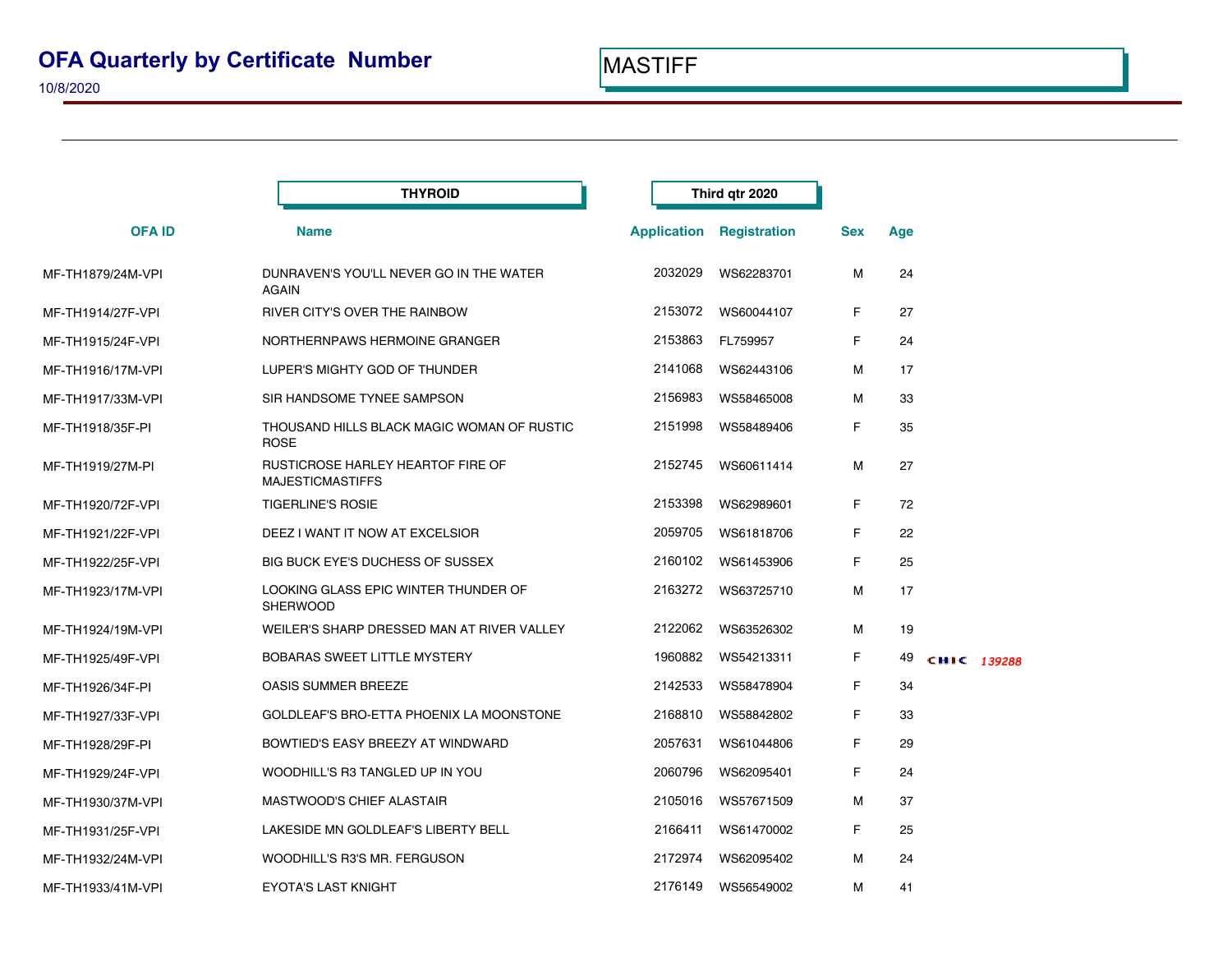# OFA Quarterly by Certificate Number

10/8/2020

**MASTIFF**

**THYROID** — **Third qtr 2020**

| OFA ID | Name | Application | Registration | Sex | Age | |
|---|---|---|---|---|---|---|
| MF-TH1879/24M-VPI | DUNRAVEN'S YOU'LL NEVER GO IN THE WATER AGAIN | 2032029 | WS62283701 | M | 24 | |
| MF-TH1914/27F-VPI | RIVER CITY'S OVER THE RAINBOW | 2153072 | WS60044107 | F | 27 | |
| MF-TH1915/24F-VPI | NORTHERNPAWS HERMOINE GRANGER | 2153863 | FL759957 | F | 24 | |
| MF-TH1916/17M-VPI | LUPER'S MIGHTY GOD OF THUNDER | 2141068 | WS62443106 | M | 17 | |
| MF-TH1917/33M-VPI | SIR HANDSOME TYNEE SAMPSON | 2156983 | WS58465008 | M | 33 | |
| MF-TH1918/35F-PI | THOUSAND HILLS BLACK MAGIC WOMAN OF RUSTIC ROSE | 2151998 | WS58489406 | F | 35 | |
| MF-TH1919/27M-PI | RUSTICROSE HARLEY HEARTOF FIRE OF MAJESTICMASTIFFS | 2152745 | WS60611414 | M | 27 | |
| MF-TH1920/72F-VPI | TIGERLINE'S ROSIE | 2153398 | WS62989601 | F | 72 | |
| MF-TH1921/22F-VPI | DEEZ I WANT IT NOW AT EXCELSIOR | 2059705 | WS61818706 | F | 22 | |
| MF-TH1922/25F-VPI | BIG BUCK EYE'S DUCHESS OF SUSSEX | 2160102 | WS61453906 | F | 25 | |
| MF-TH1923/17M-VPI | LOOKING GLASS EPIC WINTER THUNDER OF SHERWOOD | 2163272 | WS63725710 | M | 17 | |
| MF-TH1924/19M-VPI | WEILER'S SHARP DRESSED MAN AT RIVER VALLEY | 2122062 | WS63526302 | M | 19 | |
| MF-TH1925/49F-VPI | BOBARAS SWEET LITTLE MYSTERY | 1960882 | WS54213311 | F | 49 | CHIC 139288 |
| MF-TH1926/34F-PI | OASIS SUMMER BREEZE | 2142533 | WS58478904 | F | 34 | |
| MF-TH1927/33F-VPI | GOLDLEAF'S BRO-ETTA PHOENIX LA MOONSTONE | 2168810 | WS58842802 | F | 33 | |
| MF-TH1928/29F-PI | BOWTIED'S EASY BREEZY AT WINDWARD | 2057631 | WS61044806 | F | 29 | |
| MF-TH1929/24F-VPI | WOODHILL'S R3 TANGLED UP IN YOU | 2060796 | WS62095401 | F | 24 | |
| MF-TH1930/37M-VPI | MASTWOOD'S CHIEF ALASTAIR | 2105016 | WS57671509 | M | 37 | |
| MF-TH1931/25F-VPI | LAKESIDE MN GOLDLEAF'S LIBERTY BELL | 2166411 | WS61470002 | F | 25 | |
| MF-TH1932/24M-VPI | WOODHILL'S R3'S MR. FERGUSON | 2172974 | WS62095402 | M | 24 | |
| MF-TH1933/41M-VPI | EYOTA'S LAST KNIGHT | 2176149 | WS56549002 | M | 41 | |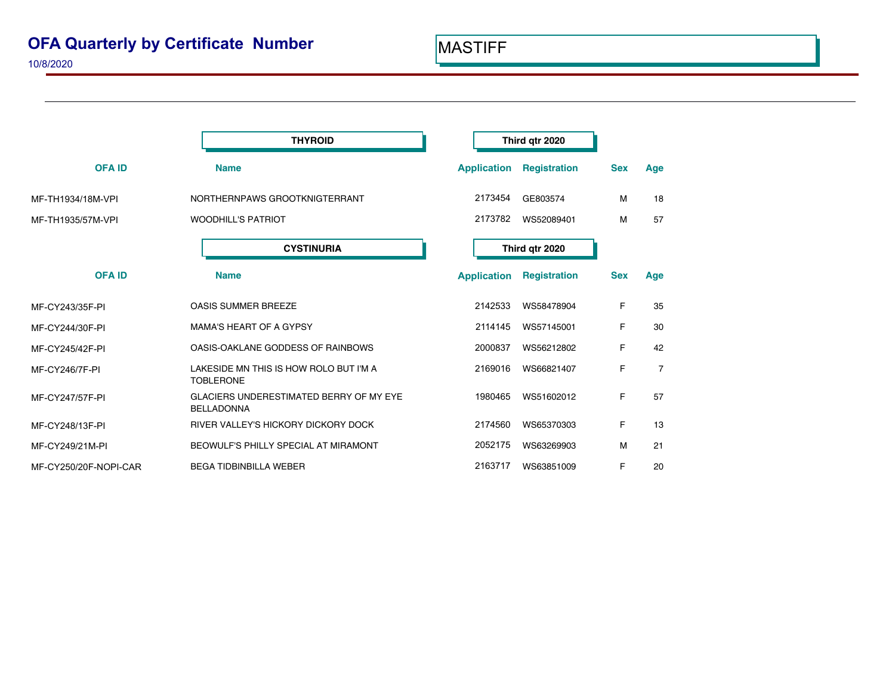# OFA Quarterly by Certificate Number

10/8/2020

MASTIFF

## THYROID — Third qtr 2020

| OFA ID | Name | Application | Registration | Sex | Age |
|---|---|---|---|---|---|
| MF-TH1934/18M-VPI | NORTHERNPAWS GROOTKNIGTERRANT | 2173454 | GE803574 | M | 18 |
| MF-TH1935/57M-VPI | WOODHILL'S PATRIOT | 2173782 | WS52089401 | M | 57 |

## CYSTINURIA — Third qtr 2020

| OFA ID | Name | Application | Registration | Sex | Age |
|---|---|---|---|---|---|
| MF-CY243/35F-PI | OASIS SUMMER BREEZE | 2142533 | WS58478904 | F | 35 |
| MF-CY244/30F-PI | MAMA'S HEART OF A GYPSY | 2114145 | WS57145001 | F | 30 |
| MF-CY245/42F-PI | OASIS-OAKLANE GODDESS OF RAINBOWS | 2000837 | WS56212802 | F | 42 |
| MF-CY246/7F-PI | LAKESIDE MN THIS IS HOW ROLO BUT I'M A TOBLERONE | 2169016 | WS66821407 | F | 7 |
| MF-CY247/57F-PI | GLACIERS UNDERESTIMATED BERRY OF MY EYE BELLADONNA | 1980465 | WS51602012 | F | 57 |
| MF-CY248/13F-PI | RIVER VALLEY'S HICKORY DICKORY DOCK | 2174560 | WS65370303 | F | 13 |
| MF-CY249/21M-PI | BEOWULF'S PHILLY SPECIAL AT MIRAMONT | 2052175 | WS63269903 | M | 21 |
| MF-CY250/20F-NOPI-CAR | BEGA TIDBINBILLA WEBER | 2163717 | WS63851009 | F | 20 |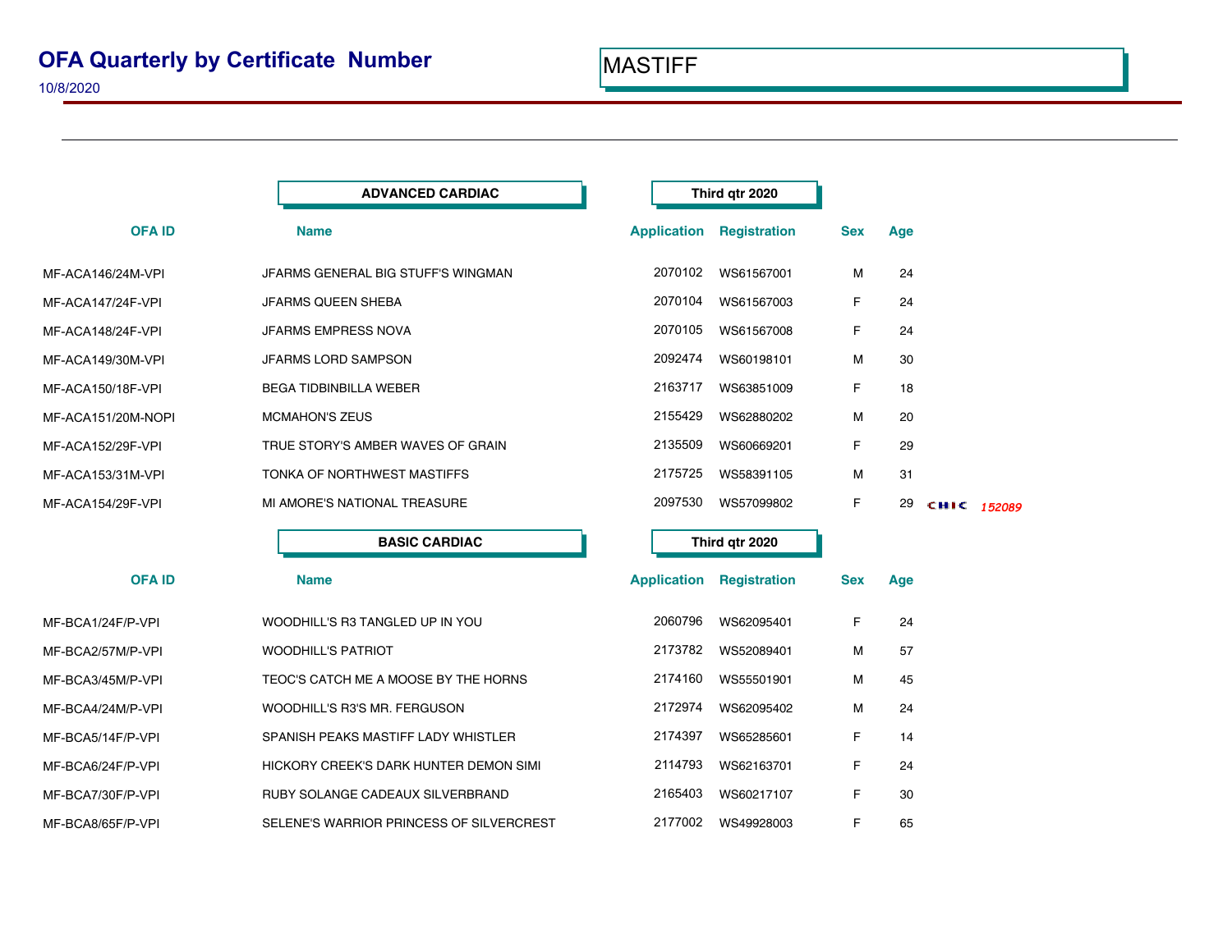# OFA Quarterly by Certificate Number

10/8/2020

MASTIFF

## ADVANCED CARDIAC — Third qtr 2020

| OFA ID | Name | Application | Registration | Sex | Age | |
|---|---|---|---|---|---|---|
| MF-ACA146/24M-VPI | JFARMS GENERAL BIG STUFF'S WINGMAN | 2070102 | WS61567001 | M | 24 | |
| MF-ACA147/24F-VPI | JFARMS QUEEN SHEBA | 2070104 | WS61567003 | F | 24 | |
| MF-ACA148/24F-VPI | JFARMS EMPRESS NOVA | 2070105 | WS61567008 | F | 24 | |
| MF-ACA149/30M-VPI | JFARMS LORD SAMPSON | 2092474 | WS60198101 | M | 30 | |
| MF-ACA150/18F-VPI | BEGA TIDBINBILLA WEBER | 2163717 | WS63851009 | F | 18 | |
| MF-ACA151/20M-NOPI | MCMAHON'S ZEUS | 2155429 | WS62880202 | M | 20 | |
| MF-ACA152/29F-VPI | TRUE STORY'S AMBER WAVES OF GRAIN | 2135509 | WS60669201 | F | 29 | |
| MF-ACA153/31M-VPI | TONKA OF NORTHWEST MASTIFFS | 2175725 | WS58391105 | M | 31 | |
| MF-ACA154/29F-VPI | MI AMORE'S NATIONAL TREASURE | 2097530 | WS57099802 | F | 29 | CHIC 152089 |

## BASIC CARDIAC — Third qtr 2020

| OFA ID | Name | Application | Registration | Sex | Age |
|---|---|---|---|---|---|
| MF-BCA1/24F/P-VPI | WOODHILL'S R3 TANGLED UP IN YOU | 2060796 | WS62095401 | F | 24 |
| MF-BCA2/57M/P-VPI | WOODHILL'S PATRIOT | 2173782 | WS52089401 | M | 57 |
| MF-BCA3/45M/P-VPI | TEOC'S CATCH ME A MOOSE BY THE HORNS | 2174160 | WS55501901 | M | 45 |
| MF-BCA4/24M/P-VPI | WOODHILL'S R3'S MR. FERGUSON | 2172974 | WS62095402 | M | 24 |
| MF-BCA5/14F/P-VPI | SPANISH PEAKS MASTIFF LADY WHISTLER | 2174397 | WS65285601 | F | 14 |
| MF-BCA6/24F/P-VPI | HICKORY CREEK'S DARK HUNTER DEMON SIMI | 2114793 | WS62163701 | F | 24 |
| MF-BCA7/30F/P-VPI | RUBY SOLANGE CADEAUX SILVERBRAND | 2165403 | WS60217107 | F | 30 |
| MF-BCA8/65F/P-VPI | SELENE'S WARRIOR PRINCESS OF SILVERCREST | 2177002 | WS49928003 | F | 65 |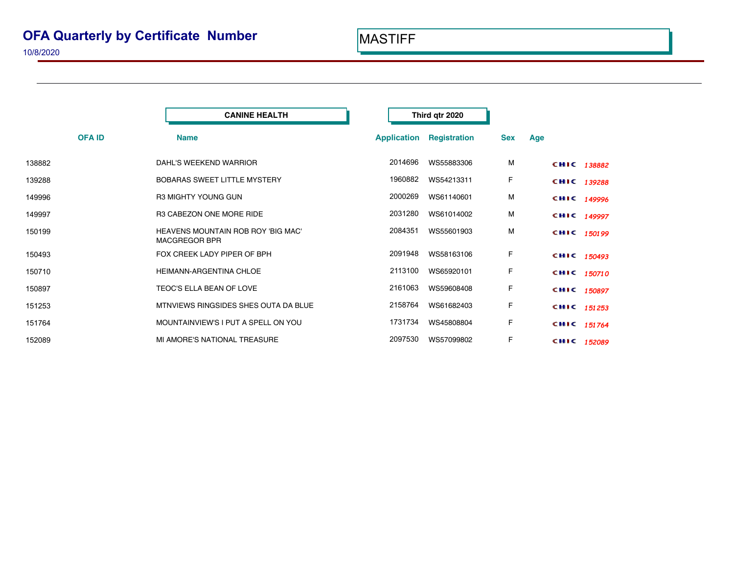# OFA Quarterly by Certificate Number

10/8/2020

**MASTIFF**

**CANINE HEALTH** | **Third qtr 2020**

| OFA ID | Name | Application | Registration | Sex | Age | |
|---|---|---|---|---|---|---|
| 138882 | DAHL'S WEEKEND WARRIOR | 2014696 | WS55883306 | M | | CHIC *138882* |
| 139288 | BOBARAS SWEET LITTLE MYSTERY | 1960882 | WS54213311 | F | | CHIC *139288* |
| 149996 | R3 MIGHTY YOUNG GUN | 2000269 | WS61140601 | M | | CHIC *149996* |
| 149997 | R3 CABEZON ONE MORE RIDE | 2031280 | WS61014002 | M | | CHIC *149997* |
| 150199 | HEAVENS MOUNTAIN ROB ROY 'BIG MAC' MACGREGOR BPR | 2084351 | WS55601903 | M | | CHIC *150199* |
| 150493 | FOX CREEK LADY PIPER OF BPH | 2091948 | WS58163106 | F | | CHIC *150493* |
| 150710 | HEIMANN-ARGENTINA CHLOE | 2113100 | WS65920101 | F | | CHIC *150710* |
| 150897 | TEOC'S ELLA BEAN OF LOVE | 2161063 | WS59608408 | F | | CHIC *150897* |
| 151253 | MTNVIEWS RINGSIDES SHES OUTA DA BLUE | 2158764 | WS61682403 | F | | CHIC *151253* |
| 151764 | MOUNTAINVIEW'S I PUT A SPELL ON YOU | 1731734 | WS45808804 | F | | CHIC *151764* |
| 152089 | MI AMORE'S NATIONAL TREASURE | 2097530 | WS57099802 | F | | CHIC *152089* |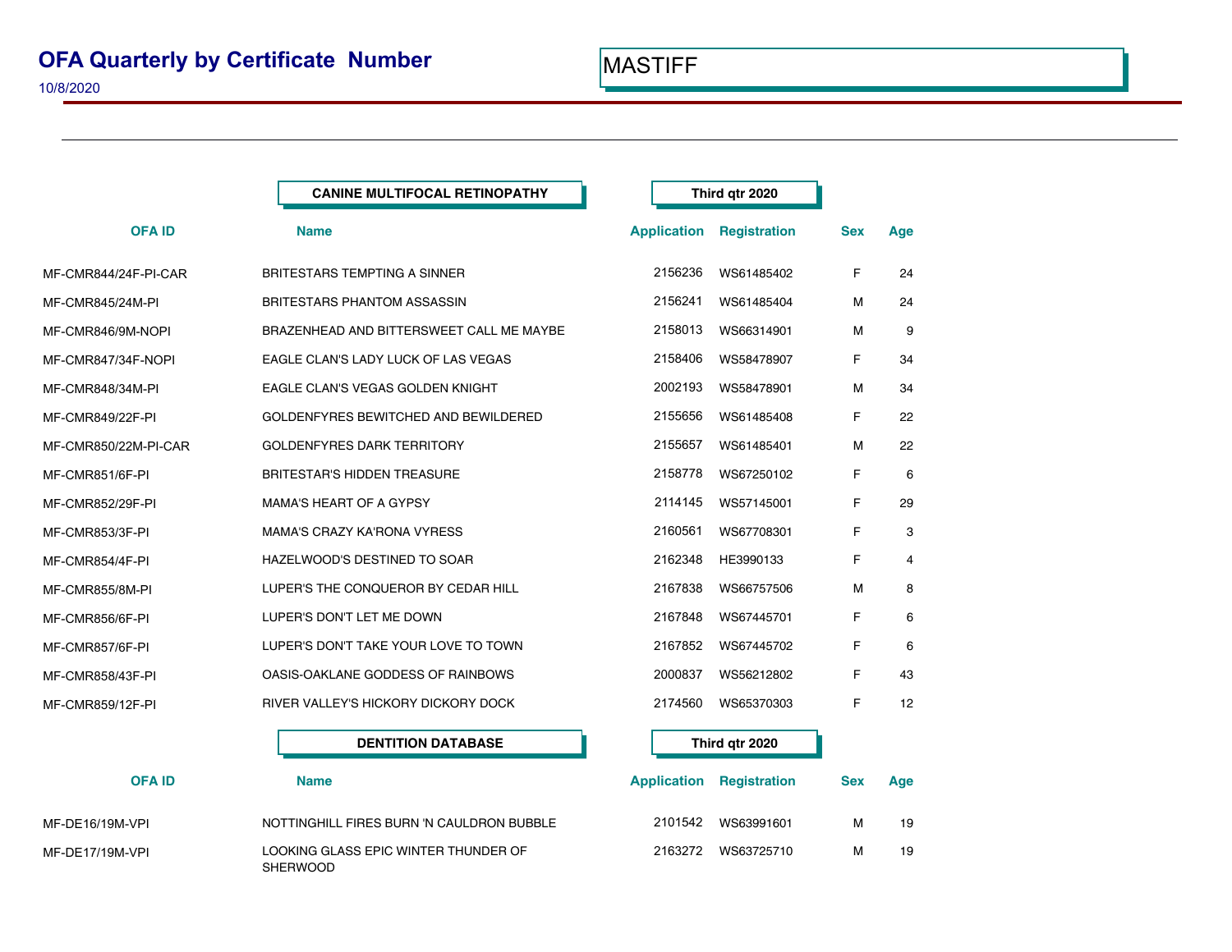# OFA Quarterly by Certificate Number

10/8/2020

MASTIFF

## CANINE MULTIFOCAL RETINOPATHY — Third qtr 2020

| OFA ID | Name | Application | Registration | Sex | Age |
|---|---|---|---|---|---|
| MF-CMR844/24F-PI-CAR | BRITESTARS TEMPTING A SINNER | 2156236 | WS61485402 | F | 24 |
| MF-CMR845/24M-PI | BRITESTARS PHANTOM ASSASSIN | 2156241 | WS61485404 | M | 24 |
| MF-CMR846/9M-NOPI | BRAZENHEAD AND BITTERSWEET CALL ME MAYBE | 2158013 | WS66314901 | M | 9 |
| MF-CMR847/34F-NOPI | EAGLE CLAN'S LADY LUCK OF LAS VEGAS | 2158406 | WS58478907 | F | 34 |
| MF-CMR848/34M-PI | EAGLE CLAN'S VEGAS GOLDEN KNIGHT | 2002193 | WS58478901 | M | 34 |
| MF-CMR849/22F-PI | GOLDENFYRES BEWITCHED AND BEWILDERED | 2155656 | WS61485408 | F | 22 |
| MF-CMR850/22M-PI-CAR | GOLDENFYRES DARK TERRITORY | 2155657 | WS61485401 | M | 22 |
| MF-CMR851/6F-PI | BRITESTAR'S HIDDEN TREASURE | 2158778 | WS67250102 | F | 6 |
| MF-CMR852/29F-PI | MAMA'S HEART OF A GYPSY | 2114145 | WS57145001 | F | 29 |
| MF-CMR853/3F-PI | MAMA'S CRAZY KA'RONA VYRESS | 2160561 | WS67708301 | F | 3 |
| MF-CMR854/4F-PI | HAZELWOOD'S DESTINED TO SOAR | 2162348 | HE3990133 | F | 4 |
| MF-CMR855/8M-PI | LUPER'S THE CONQUEROR BY CEDAR HILL | 2167838 | WS66757506 | M | 8 |
| MF-CMR856/6F-PI | LUPER'S DON'T LET ME DOWN | 2167848 | WS67445701 | F | 6 |
| MF-CMR857/6F-PI | LUPER'S DON'T TAKE YOUR LOVE TO TOWN | 2167852 | WS67445702 | F | 6 |
| MF-CMR858/43F-PI | OASIS-OAKLANE GODDESS OF RAINBOWS | 2000837 | WS56212802 | F | 43 |
| MF-CMR859/12F-PI | RIVER VALLEY'S HICKORY DICKORY DOCK | 2174560 | WS65370303 | F | 12 |

## DENTITION DATABASE — Third qtr 2020

| OFA ID | Name | Application | Registration | Sex | Age |
|---|---|---|---|---|---|
| MF-DE16/19M-VPI | NOTTINGHILL FIRES BURN 'N CAULDRON BUBBLE | 2101542 | WS63991601 | M | 19 |
| MF-DE17/19M-VPI | LOOKING GLASS EPIC WINTER THUNDER OF SHERWOOD | 2163272 | WS63725710 | M | 19 |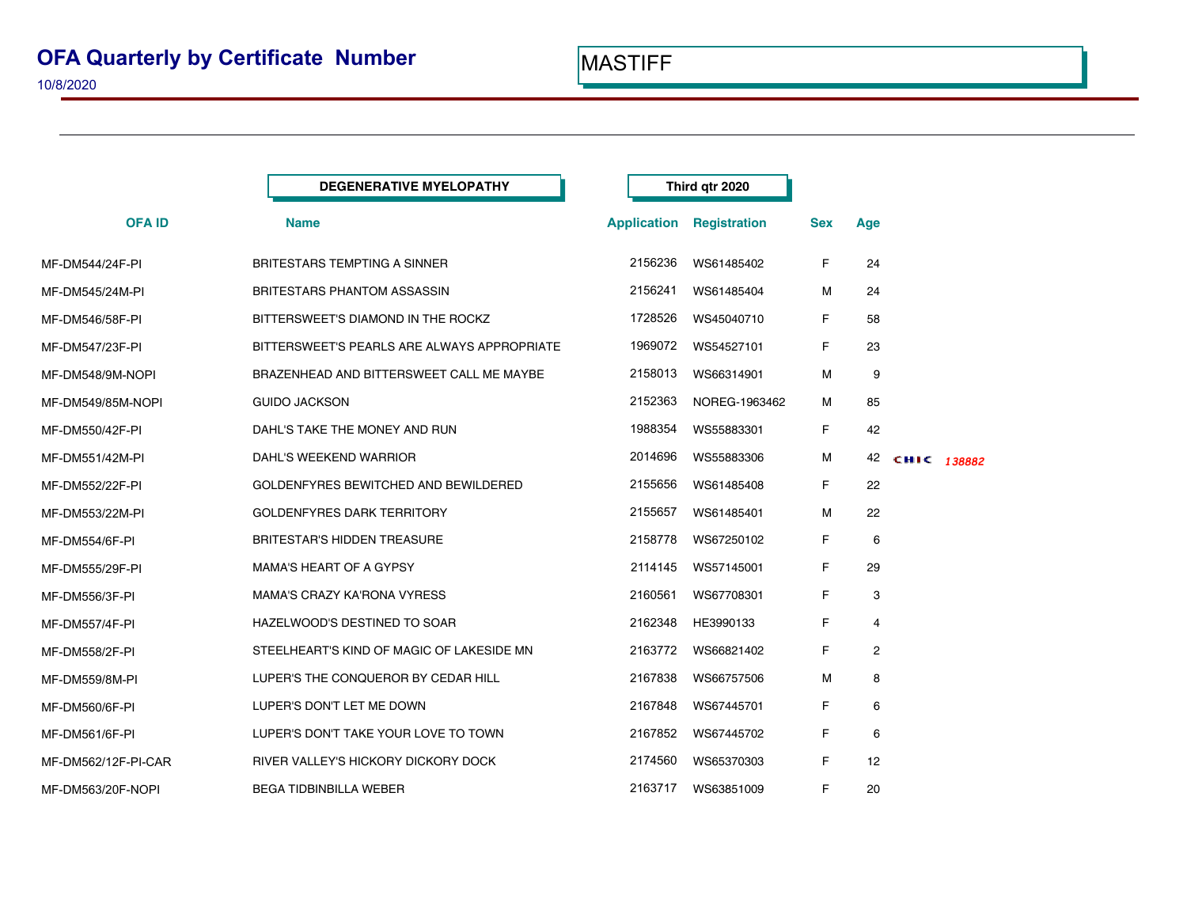# OFA Quarterly by Certificate Number

10/8/2020

MASTIFF

**DEGENERATIVE MYELOPATHY** **Third qtr 2020**

| OFA ID | Name | Application | Registration | Sex | Age | |
|---|---|---|---|---|---|---|
| MF-DM544/24F-PI | BRITESTARS TEMPTING A SINNER | 2156236 | WS61485402 | F | 24 | |
| MF-DM545/24M-PI | BRITESTARS PHANTOM ASSASSIN | 2156241 | WS61485404 | M | 24 | |
| MF-DM546/58F-PI | BITTERSWEET'S DIAMOND IN THE ROCKZ | 1728526 | WS45040710 | F | 58 | |
| MF-DM547/23F-PI | BITTERSWEET'S PEARLS ARE ALWAYS APPROPRIATE | 1969072 | WS54527101 | F | 23 | |
| MF-DM548/9M-NOPI | BRAZENHEAD AND BITTERSWEET CALL ME MAYBE | 2158013 | WS66314901 | M | 9 | |
| MF-DM549/85M-NOPI | GUIDO JACKSON | 2152363 | NOREG-1963462 | M | 85 | |
| MF-DM550/42F-PI | DAHL'S TAKE THE MONEY AND RUN | 1988354 | WS55883301 | F | 42 | |
| MF-DM551/42M-PI | DAHL'S WEEKEND WARRIOR | 2014696 | WS55883306 | M | 42 | CHIC *138882* |
| MF-DM552/22F-PI | GOLDENFYRES BEWITCHED AND BEWILDERED | 2155656 | WS61485408 | F | 22 | |
| MF-DM553/22M-PI | GOLDENFYRES DARK TERRITORY | 2155657 | WS61485401 | M | 22 | |
| MF-DM554/6F-PI | BRITESTAR'S HIDDEN TREASURE | 2158778 | WS67250102 | F | 6 | |
| MF-DM555/29F-PI | MAMA'S HEART OF A GYPSY | 2114145 | WS57145001 | F | 29 | |
| MF-DM556/3F-PI | MAMA'S CRAZY KA'RONA VYRESS | 2160561 | WS67708301 | F | 3 | |
| MF-DM557/4F-PI | HAZELWOOD'S DESTINED TO SOAR | 2162348 | HE3990133 | F | 4 | |
| MF-DM558/2F-PI | STEELHEART'S KIND OF MAGIC OF LAKESIDE MN | 2163772 | WS66821402 | F | 2 | |
| MF-DM559/8M-PI | LUPER'S THE CONQUEROR BY CEDAR HILL | 2167838 | WS66757506 | M | 8 | |
| MF-DM560/6F-PI | LUPER'S DON'T LET ME DOWN | 2167848 | WS67445701 | F | 6 | |
| MF-DM561/6F-PI | LUPER'S DON'T TAKE YOUR LOVE TO TOWN | 2167852 | WS67445702 | F | 6 | |
| MF-DM562/12F-PI-CAR | RIVER VALLEY'S HICKORY DICKORY DOCK | 2174560 | WS65370303 | F | 12 | |
| MF-DM563/20F-NOPI | BEGA TIDBINBILLA WEBER | 2163717 | WS63851009 | F | 20 | |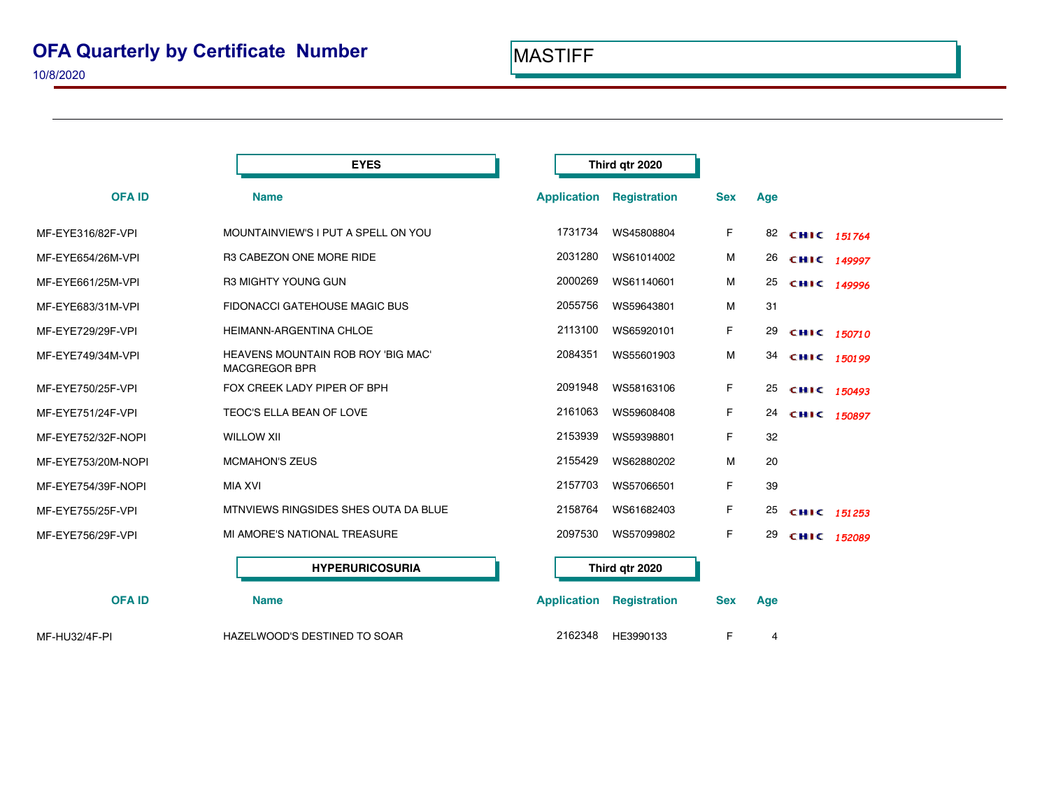# OFA Quarterly by Certificate Number

10/8/2020

MASTIFF

**EYES** — **Third qtr 2020**

| OFA ID | Name | Application | Registration | Sex | Age | | |
|---|---|---|---|---|---|---|---|
| MF-EYE316/82F-VPI | MOUNTAINVIEW'S I PUT A SPELL ON YOU | 1731734 | WS45808804 | F | 82 | CHIC | *151764* |
| MF-EYE654/26M-VPI | R3 CABEZON ONE MORE RIDE | 2031280 | WS61014002 | M | 26 | CHIC | *149997* |
| MF-EYE661/25M-VPI | R3 MIGHTY YOUNG GUN | 2000269 | WS61140601 | M | 25 | CHIC | *149996* |
| MF-EYE683/31M-VPI | FIDONACCI GATEHOUSE MAGIC BUS | 2055756 | WS59643801 | M | 31 | | |
| MF-EYE729/29F-VPI | HEIMANN-ARGENTINA CHLOE | 2113100 | WS65920101 | F | 29 | CHIC | *150710* |
| MF-EYE749/34M-VPI | HEAVENS MOUNTAIN ROB ROY 'BIG MAC' MACGREGOR BPR | 2084351 | WS55601903 | M | 34 | CHIC | *150199* |
| MF-EYE750/25F-VPI | FOX CREEK LADY PIPER OF BPH | 2091948 | WS58163106 | F | 25 | CHIC | *150493* |
| MF-EYE751/24F-VPI | TEOC'S ELLA BEAN OF LOVE | 2161063 | WS59608408 | F | 24 | CHIC | *150897* |
| MF-EYE752/32F-NOPI | WILLOW XII | 2153939 | WS59398801 | F | 32 | | |
| MF-EYE753/20M-NOPI | MCMAHON'S ZEUS | 2155429 | WS62880202 | M | 20 | | |
| MF-EYE754/39F-NOPI | MIA XVI | 2157703 | WS57066501 | F | 39 | | |
| MF-EYE755/25F-VPI | MTNVIEWS RINGSIDES SHES OUTA DA BLUE | 2158764 | WS61682403 | F | 25 | CHIC | *151253* |
| MF-EYE756/29F-VPI | MI AMORE'S NATIONAL TREASURE | 2097530 | WS57099802 | F | 29 | CHIC | *152089* |

**HYPERURICOSURIA** — **Third qtr 2020**

| OFA ID | Name | Application | Registration | Sex | Age |
|---|---|---|---|---|---|
| MF-HU32/4F-PI | HAZELWOOD'S DESTINED TO SOAR | 2162348 | HE3990133 | F | 4 |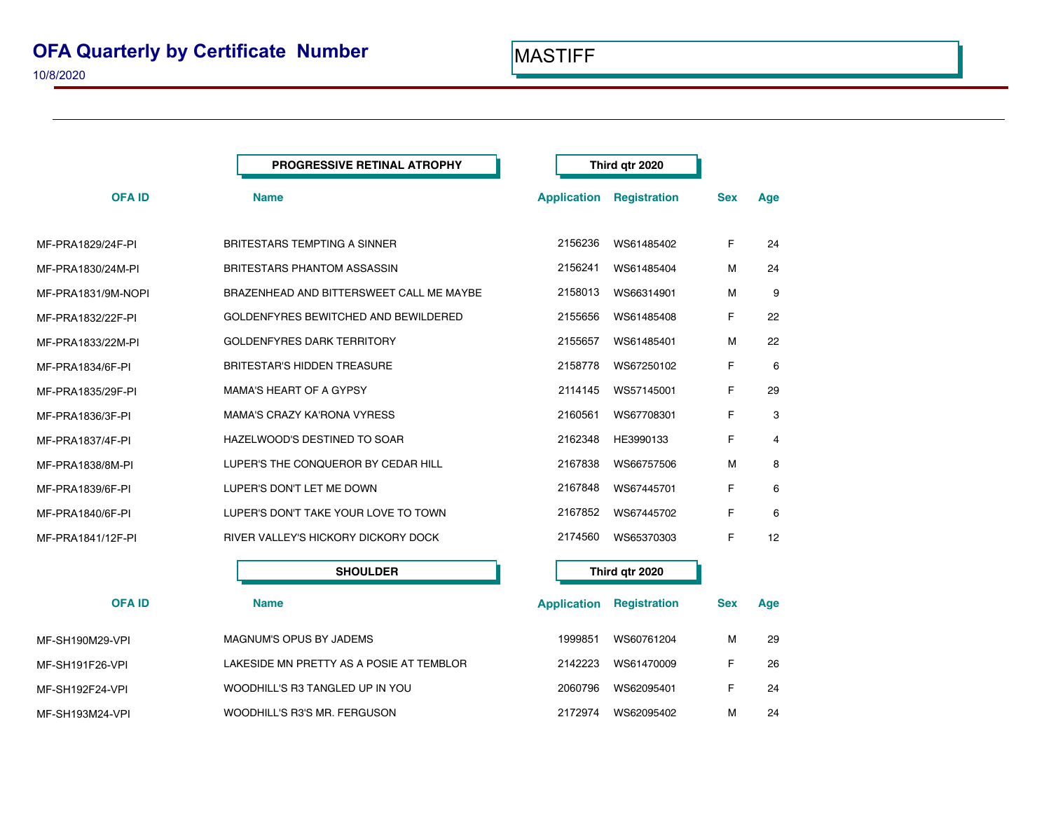# OFA Quarterly by Certificate Number

10/8/2020

MASTIFF

**PROGRESSIVE RETINAL ATROPHY** — **Third qtr 2020**

| OFA ID | Name | Application | Registration | Sex | Age |
|---|---|---|---|---|---|
| MF-PRA1829/24F-PI | BRITESTARS TEMPTING A SINNER | 2156236 | WS61485402 | F | 24 |
| MF-PRA1830/24M-PI | BRITESTARS PHANTOM ASSASSIN | 2156241 | WS61485404 | M | 24 |
| MF-PRA1831/9M-NOPI | BRAZENHEAD AND BITTERSWEET CALL ME MAYBE | 2158013 | WS66314901 | M | 9 |
| MF-PRA1832/22F-PI | GOLDENFYRES BEWITCHED AND BEWILDERED | 2155656 | WS61485408 | F | 22 |
| MF-PRA1833/22M-PI | GOLDENFYRES DARK TERRITORY | 2155657 | WS61485401 | M | 22 |
| MF-PRA1834/6F-PI | BRITESTAR'S HIDDEN TREASURE | 2158778 | WS67250102 | F | 6 |
| MF-PRA1835/29F-PI | MAMA'S HEART OF A GYPSY | 2114145 | WS57145001 | F | 29 |
| MF-PRA1836/3F-PI | MAMA'S CRAZY KA'RONA VYRESS | 2160561 | WS67708301 | F | 3 |
| MF-PRA1837/4F-PI | HAZELWOOD'S DESTINED TO SOAR | 2162348 | HE3990133 | F | 4 |
| MF-PRA1838/8M-PI | LUPER'S THE CONQUEROR BY CEDAR HILL | 2167838 | WS66757506 | M | 8 |
| MF-PRA1839/6F-PI | LUPER'S DON'T LET ME DOWN | 2167848 | WS67445701 | F | 6 |
| MF-PRA1840/6F-PI | LUPER'S DON'T TAKE YOUR LOVE TO TOWN | 2167852 | WS67445702 | F | 6 |
| MF-PRA1841/12F-PI | RIVER VALLEY'S HICKORY DICKORY DOCK | 2174560 | WS65370303 | F | 12 |

**SHOULDER** — **Third qtr 2020**

| OFA ID | Name | Application | Registration | Sex | Age |
|---|---|---|---|---|---|
| MF-SH190M29-VPI | MAGNUM'S OPUS BY JADEMS | 1999851 | WS60761204 | M | 29 |
| MF-SH191F26-VPI | LAKESIDE MN PRETTY AS A POSIE AT TEMBLOR | 2142223 | WS61470009 | F | 26 |
| MF-SH192F24-VPI | WOODHILL'S R3 TANGLED UP IN YOU | 2060796 | WS62095401 | F | 24 |
| MF-SH193M24-VPI | WOODHILL'S R3'S MR. FERGUSON | 2172974 | WS62095402 | M | 24 |